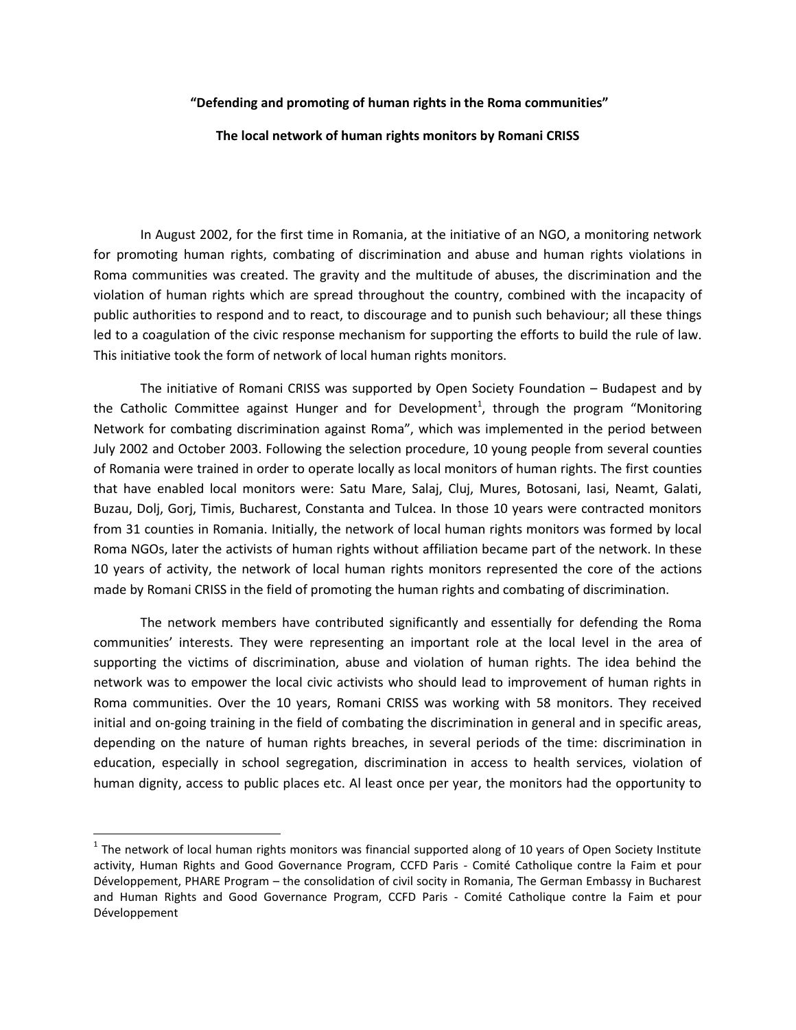**“Defending and promoting of human rights in the Roma communities”**

**The local network of human rights monitors by Romani CRISS**

In August 2002, for the first time in Romania, at the initiative of an NGO, a monitoring network for promoting human rights, combating of discrimination and abuse and human rights violations in Roma communities was created. The gravity and the multitude of abuses, the discrimination and the violation of human rights which are spread throughout the country, combined with the incapacity of public authorities to respond and to react, to discourage and to punish such behaviour; all these things led to a coagulation of the civic response mechanism for supporting the efforts to build the rule of law. This initiative took the form of network of local human rights monitors.

The initiative of Romani CRISS was supported by Open Society Foundation – Budapest and by the Catholic Committee against Hunger and for Development[1], through the program “Monitoring Network for combating discrimination against Roma”, which was implemented in the period between July 2002 and October 2003. Following the selection procedure, 10 young people from several counties of Romania were trained in order to operate locally as local monitors of human rights. The first counties that have enabled local monitors were: Satu Mare, Salaj, Cluj, Mures, Botosani, Iasi, Neamt, Galati, Buzau, Dolj, Gorj, Timis, Bucharest, Constanta and Tulcea. In those 10 years were contracted monitors from 31 counties in Romania. Initially, the network of local human rights monitors was formed by local Roma NGOs, later the activists of human rights without affiliation became part of the network. In these 10 years of activity, the network of local human rights monitors represented the core of the actions made by Romani CRISS in the field of promoting the human rights and combating of discrimination.

The network members have contributed significantly and essentially for defending the Roma communities’ interests. They were representing an important role at the local level in the area of supporting the victims of discrimination, abuse and violation of human rights. The idea behind the network was to empower the local civic activists who should lead to improvement of human rights in Roma communities. Over the 10 years, Romani CRISS was working with 58 monitors. They received initial and on-going training in the field of combating the discrimination in general and in specific areas, depending on the nature of human rights breaches, in several periods of the time: discrimination in education, especially in school segregation, discrimination in access to health services, violation of human dignity, access to public places etc. Al least once per year, the monitors had the opportunity to

[1] The network of local human rights monitors was financial supported along of 10 years of Open Society Institute activity, Human Rights and Good Governance Program, CCFD Paris - Comité Catholique contre la Faim et pour Développement, PHARE Program – the consolidation of civil socity in Romania, The German Embassy in Bucharest and Human Rights and Good Governance Program, CCFD Paris - Comité Catholique contre la Faim et pour Développement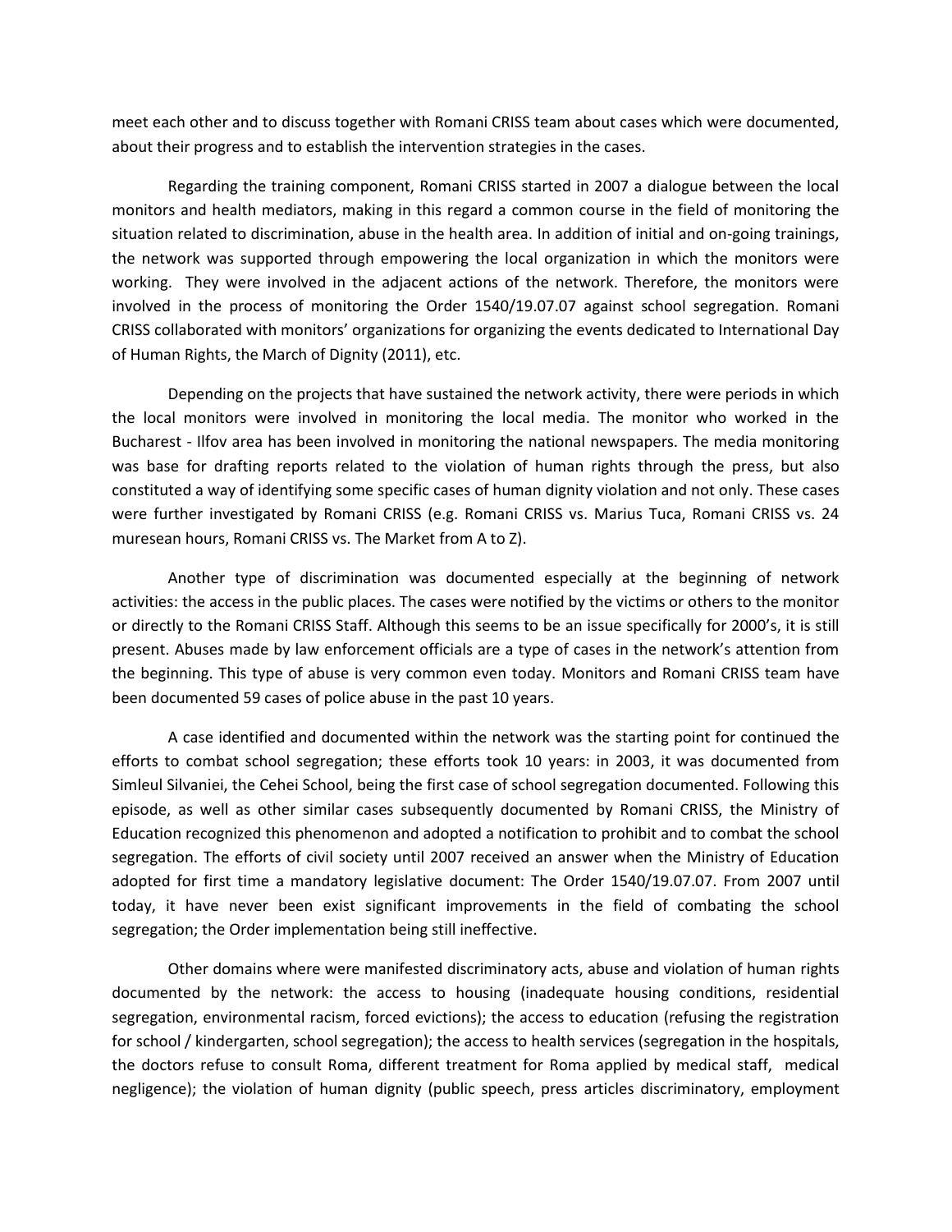meet each other and to discuss together with Romani CRISS team about cases which were documented, about their progress and to establish the intervention strategies in the cases.

Regarding the training component, Romani CRISS started in 2007 a dialogue between the local monitors and health mediators, making in this regard a common course in the field of monitoring the situation related to discrimination, abuse in the health area. In addition of initial and on-going trainings, the network was supported through empowering the local organization in which the monitors were working. They were involved in the adjacent actions of the network. Therefore, the monitors were involved in the process of monitoring the Order 1540/19.07.07 against school segregation. Romani CRISS collaborated with monitors' organizations for organizing the events dedicated to International Day of Human Rights, the March of Dignity (2011), etc.

Depending on the projects that have sustained the network activity, there were periods in which the local monitors were involved in monitoring the local media. The monitor who worked in the Bucharest - Ilfov area has been involved in monitoring the national newspapers. The media monitoring was base for drafting reports related to the violation of human rights through the press, but also constituted a way of identifying some specific cases of human dignity violation and not only. These cases were further investigated by Romani CRISS (e.g. Romani CRISS vs. Marius Tuca, Romani CRISS vs. 24 muresean hours, Romani CRISS vs. The Market from A to Z).

Another type of discrimination was documented especially at the beginning of network activities: the access in the public places. The cases were notified by the victims or others to the monitor or directly to the Romani CRISS Staff. Although this seems to be an issue specifically for 2000's, it is still present. Abuses made by law enforcement officials are a type of cases in the network's attention from the beginning. This type of abuse is very common even today. Monitors and Romani CRISS team have been documented 59 cases of police abuse in the past 10 years.

A case identified and documented within the network was the starting point for continued the efforts to combat school segregation; these efforts took 10 years: in 2003, it was documented from Simleul Silvaniei, the Cehei School, being the first case of school segregation documented. Following this episode, as well as other similar cases subsequently documented by Romani CRISS, the Ministry of Education recognized this phenomenon and adopted a notification to prohibit and to combat the school segregation. The efforts of civil society until 2007 received an answer when the Ministry of Education adopted for first time a mandatory legislative document: The Order 1540/19.07.07. From 2007 until today, it have never been exist significant improvements in the field of combating the school segregation; the Order implementation being still ineffective.

Other domains where were manifested discriminatory acts, abuse and violation of human rights documented by the network: the access to housing (inadequate housing conditions, residential segregation, environmental racism, forced evictions); the access to education (refusing the registration for school / kindergarten, school segregation); the access to health services (segregation in the hospitals, the doctors refuse to consult Roma, different treatment for Roma applied by medical staff, medical negligence); the violation of human dignity (public speech, press articles discriminatory, employment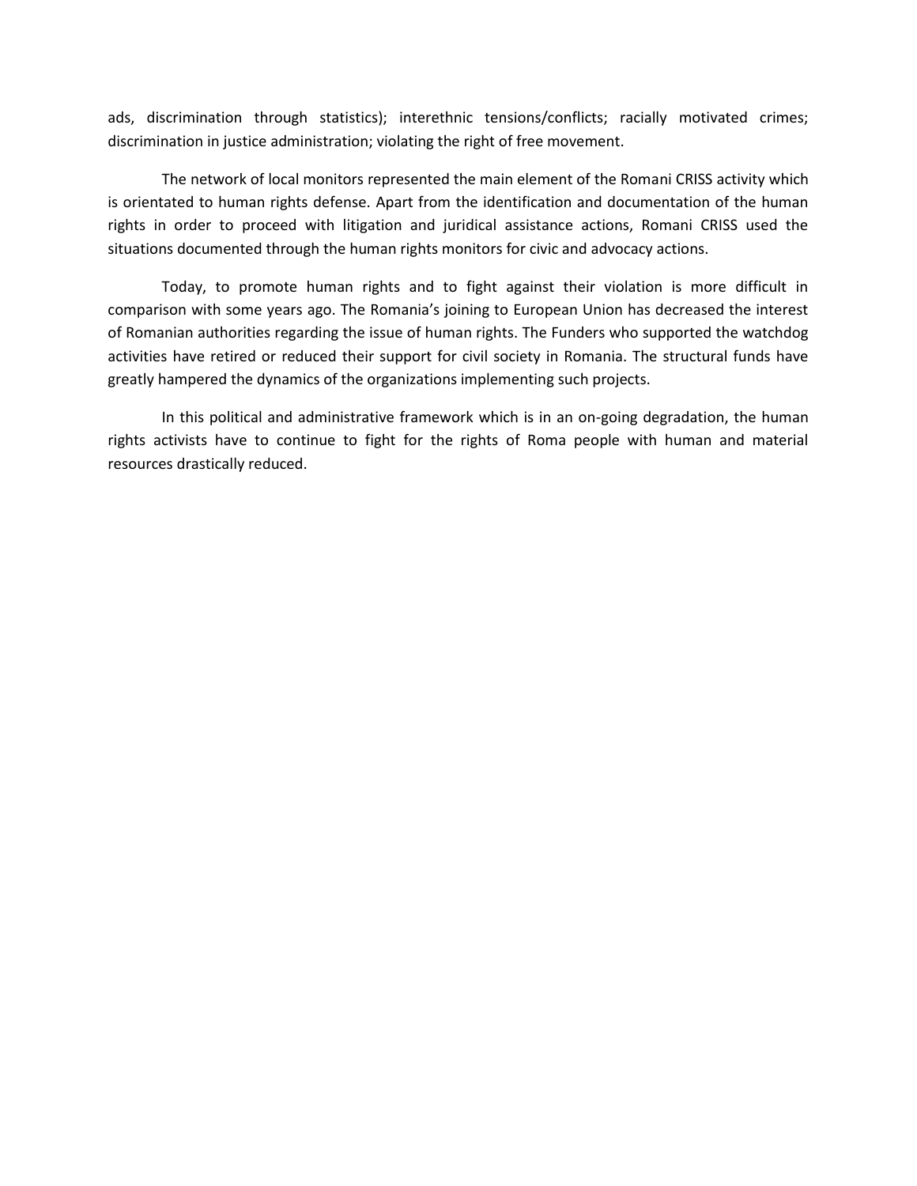ads, discrimination through statistics); interethnic tensions/conflicts; racially motivated crimes; discrimination in justice administration; violating the right of free movement.

The network of local monitors represented the main element of the Romani CRISS activity which is orientated to human rights defense. Apart from the identification and documentation of the human rights in order to proceed with litigation and juridical assistance actions, Romani CRISS used the situations documented through the human rights monitors for civic and advocacy actions.

Today, to promote human rights and to fight against their violation is more difficult in comparison with some years ago. The Romania's joining to European Union has decreased the interest of Romanian authorities regarding the issue of human rights. The Funders who supported the watchdog activities have retired or reduced their support for civil society in Romania. The structural funds have greatly hampered the dynamics of the organizations implementing such projects.

In this political and administrative framework which is in an on-going degradation, the human rights activists have to continue to fight for the rights of Roma people with human and material resources drastically reduced.